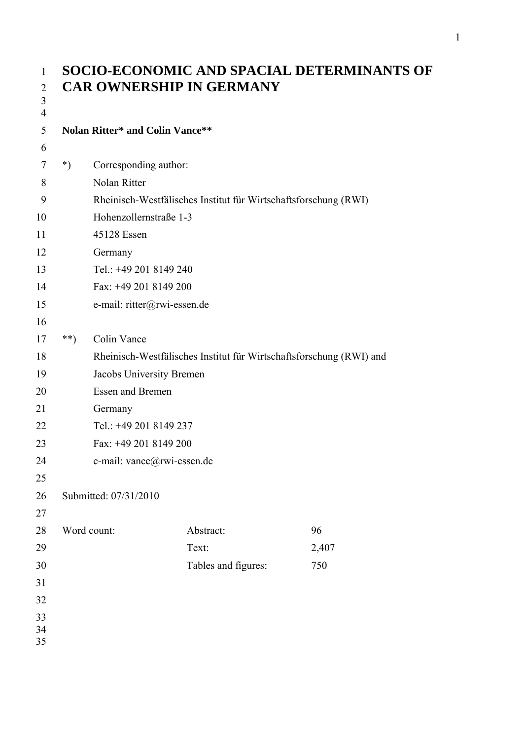# SOCIO-ECONOMIC AND SPACIAL DETERMINANTS OF CAR OWNERSHIP IN GERMANY

**Nolan Ritter* and Colin Vance****

*) Corresponding author:
Nolan Ritter
Rheinisch-Westfälisches Institut für Wirtschaftsforschung (RWI)
Hohenzollernstraße 1-3
45128 Essen
Germany
Tel.: +49 201 8149 240
Fax: +49 201 8149 200
e-mail: ritter@rwi-essen.de

**) Colin Vance
Rheinisch-Westfälisches Institut für Wirtschaftsforschung (RWI) and
Jacobs University Bremen
Essen and Bremen
Germany
Tel.: +49 201 8149 237
Fax: +49 201 8149 200
e-mail: vance@rwi-essen.de

Submitted: 07/31/2010

| Word count: | Abstract: | 96 |
|---|---|---|
| | Text: | 2,407 |
| | Tables and figures: | 750 |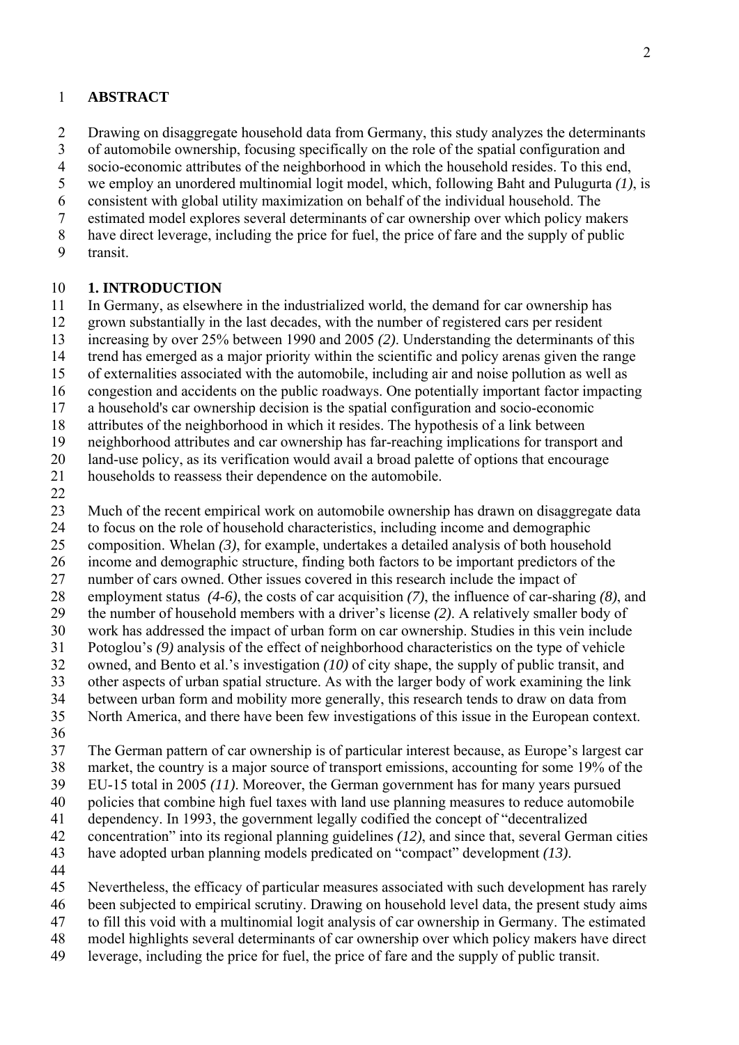## ABSTRACT

Drawing on disaggregate household data from Germany, this study analyzes the determinants of automobile ownership, focusing specifically on the role of the spatial configuration and socio-economic attributes of the neighborhood in which the household resides. To this end, we employ an unordered multinomial logit model, which, following Baht and Pulugurta *(1)*, is consistent with global utility maximization on behalf of the individual household. The estimated model explores several determinants of car ownership over which policy makers have direct leverage, including the price for fuel, the price of fare and the supply of public transit.

## 1. INTRODUCTION

In Germany, as elsewhere in the industrialized world, the demand for car ownership has grown substantially in the last decades, with the number of registered cars per resident increasing by over 25% between 1990 and 2005 *(2)*. Understanding the determinants of this trend has emerged as a major priority within the scientific and policy arenas given the range of externalities associated with the automobile, including air and noise pollution as well as congestion and accidents on the public roadways. One potentially important factor impacting a household's car ownership decision is the spatial configuration and socio-economic attributes of the neighborhood in which it resides. The hypothesis of a link between neighborhood attributes and car ownership has far-reaching implications for transport and land-use policy, as its verification would avail a broad palette of options that encourage households to reassess their dependence on the automobile.

Much of the recent empirical work on automobile ownership has drawn on disaggregate data to focus on the role of household characteristics, including income and demographic composition. Whelan *(3)*, for example, undertakes a detailed analysis of both household income and demographic structure, finding both factors to be important predictors of the number of cars owned. Other issues covered in this research include the impact of employment status *(4-6)*, the costs of car acquisition *(7)*, the influence of car-sharing *(8)*, and the number of household members with a driver's license *(2)*. A relatively smaller body of work has addressed the impact of urban form on car ownership. Studies in this vein include Potoglou's *(9)* analysis of the effect of neighborhood characteristics on the type of vehicle owned, and Bento et al.'s investigation *(10)* of city shape, the supply of public transit, and other aspects of urban spatial structure. As with the larger body of work examining the link between urban form and mobility more generally, this research tends to draw on data from North America, and there have been few investigations of this issue in the European context.

The German pattern of car ownership is of particular interest because, as Europe's largest car market, the country is a major source of transport emissions, accounting for some 19% of the EU-15 total in 2005 *(11)*. Moreover, the German government has for many years pursued policies that combine high fuel taxes with land use planning measures to reduce automobile dependency. In 1993, the government legally codified the concept of "decentralized concentration" into its regional planning guidelines *(12)*, and since that, several German cities have adopted urban planning models predicated on "compact" development *(13)*.

Nevertheless, the efficacy of particular measures associated with such development has rarely been subjected to empirical scrutiny. Drawing on household level data, the present study aims to fill this void with a multinomial logit analysis of car ownership in Germany. The estimated model highlights several determinants of car ownership over which policy makers have direct leverage, including the price for fuel, the price of fare and the supply of public transit.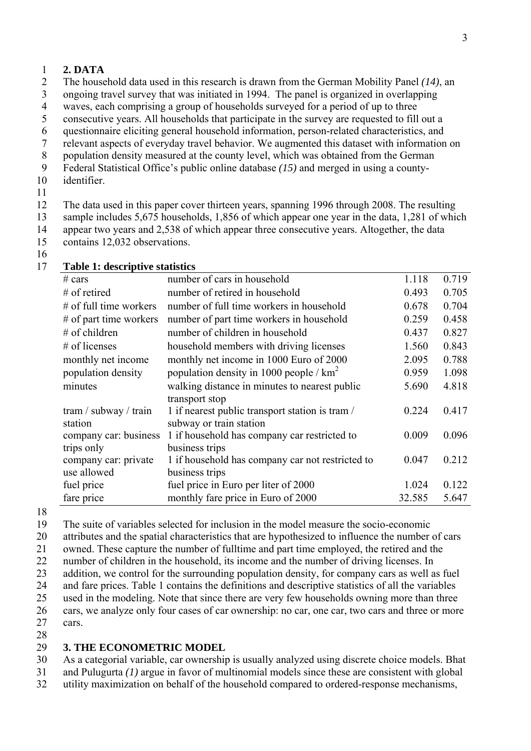## 2. DATA

The household data used in this research is drawn from the German Mobility Panel *(14)*, an ongoing travel survey that was initiated in 1994. The panel is organized in overlapping waves, each comprising a group of households surveyed for a period of up to three consecutive years. All households that participate in the survey are requested to fill out a questionnaire eliciting general household information, person-related characteristics, and relevant aspects of everyday travel behavior. We augmented this dataset with information on population density measured at the county level, which was obtained from the German Federal Statistical Office's public online database *(15)* and merged in using a county-identifier.

The data used in this paper cover thirteen years, spanning 1996 through 2008. The resulting sample includes 5,675 households, 1,856 of which appear one year in the data, 1,281 of which appear two years and 2,538 of which appear three consecutive years. Altogether, the data contains 12,032 observations.

**Table 1: descriptive statistics**

| | | | |
|---|---|---|---|
| # cars | number of cars in household | 1.118 | 0.719 |
| # of retired | number of retired in household | 0.493 | 0.705 |
| # of full time workers | number of full time workers in household | 0.678 | 0.704 |
| # of part time workers | number of part time workers in household | 0.259 | 0.458 |
| # of children | number of children in household | 0.437 | 0.827 |
| # of licenses | household members with driving licenses | 1.560 | 0.843 |
| monthly net income | monthly net income in 1000 Euro of 2000 | 2.095 | 0.788 |
| population density | population density in 1000 people / $km^2$ | 0.959 | 1.098 |
| minutes | walking distance in minutes to nearest public transport stop | 5.690 | 4.818 |
| tram / subway / train station | 1 if nearest public transport station is tram / subway or train station | 0.224 | 0.417 |
| company car: business trips only | 1 if household has company car restricted to business trips | 0.009 | 0.096 |
| company car: private use allowed | 1 if household has company car not restricted to business trips | 0.047 | 0.212 |
| fuel price | fuel price in Euro per liter of 2000 | 1.024 | 0.122 |
| fare price | monthly fare price in Euro of 2000 | 32.585 | 5.647 |

The suite of variables selected for inclusion in the model measure the socio-economic attributes and the spatial characteristics that are hypothesized to influence the number of cars owned. These capture the number of fulltime and part time employed, the retired and the number of children in the household, its income and the number of driving licenses. In addition, we control for the surrounding population density, for company cars as well as fuel and fare prices. Table 1 contains the definitions and descriptive statistics of all the variables used in the modeling. Note that since there are very few households owning more than three cars, we analyze only four cases of car ownership: no car, one car, two cars and three or more cars.

## 3. THE ECONOMETRIC MODEL

As a categorial variable, car ownership is usually analyzed using discrete choice models. Bhat and Pulugurta *(1)* argue in favor of multinomial models since these are consistent with global utility maximization on behalf of the household compared to ordered-response mechanisms,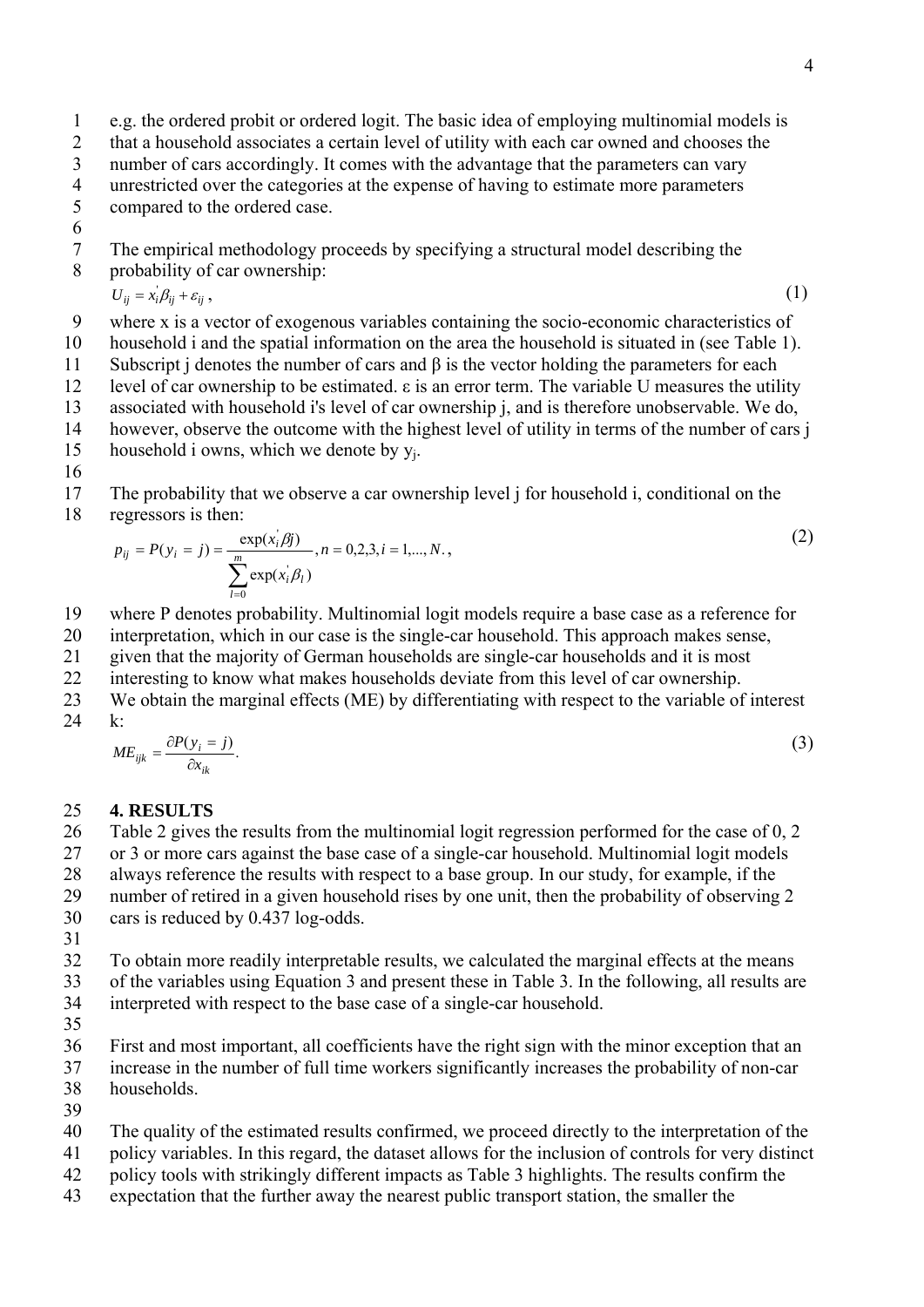e.g. the ordered probit or ordered logit. The basic idea of employing multinomial models is that a household associates a certain level of utility with each car owned and chooses the number of cars accordingly. It comes with the advantage that the parameters can vary unrestricted over the categories at the expense of having to estimate more parameters compared to the ordered case.

The empirical methodology proceeds by specifying a structural model describing the probability of car ownership:

$$U_{ij} = x_i^{'}\beta_{ij} + \varepsilon_{ij}\,, \tag{1}$$

where x is a vector of exogenous variables containing the socio-economic characteristics of household i and the spatial information on the area the household is situated in (see Table 1). Subscript j denotes the number of cars and β is the vector holding the parameters for each level of car ownership to be estimated. ε is an error term. The variable U measures the utility associated with household i's level of car ownership j, and is therefore unobservable. We do, however, observe the outcome with the highest level of utility in terms of the number of cars j household i owns, which we denote by $y_j$.

The probability that we observe a car ownership level j for household i, conditional on the regressors is then:

$$p_{ij} = P(y_i = j) = \frac{\exp(x_i^{'}\beta j)}{\sum_{l=0}^{m}\exp(x_i^{'}\beta_l)}, n = 0,2,3, i = 1,..., N.\,, \tag{2}$$

where P denotes probability. Multinomial logit models require a base case as a reference for interpretation, which in our case is the single-car household. This approach makes sense, given that the majority of German households are single-car households and it is most interesting to know what makes households deviate from this level of car ownership.
We obtain the marginal effects (ME) by differentiating with respect to the variable of interest k:

$$ME_{ijk} = \frac{\partial P(y_i = j)}{\partial x_{ik}}. \tag{3}$$

## 4. RESULTS

Table 2 gives the results from the multinomial logit regression performed for the case of 0, 2 or 3 or more cars against the base case of a single-car household. Multinomial logit models always reference the results with respect to a base group. In our study, for example, if the number of retired in a given household rises by one unit, then the probability of observing 2 cars is reduced by 0.437 log-odds.

To obtain more readily interpretable results, we calculated the marginal effects at the means of the variables using Equation 3 and present these in Table 3. In the following, all results are interpreted with respect to the base case of a single-car household.

First and most important, all coefficients have the right sign with the minor exception that an increase in the number of full time workers significantly increases the probability of non-car households.

The quality of the estimated results confirmed, we proceed directly to the interpretation of the policy variables. In this regard, the dataset allows for the inclusion of controls for very distinct policy tools with strikingly different impacts as Table 3 highlights. The results confirm the expectation that the further away the nearest public transport station, the smaller the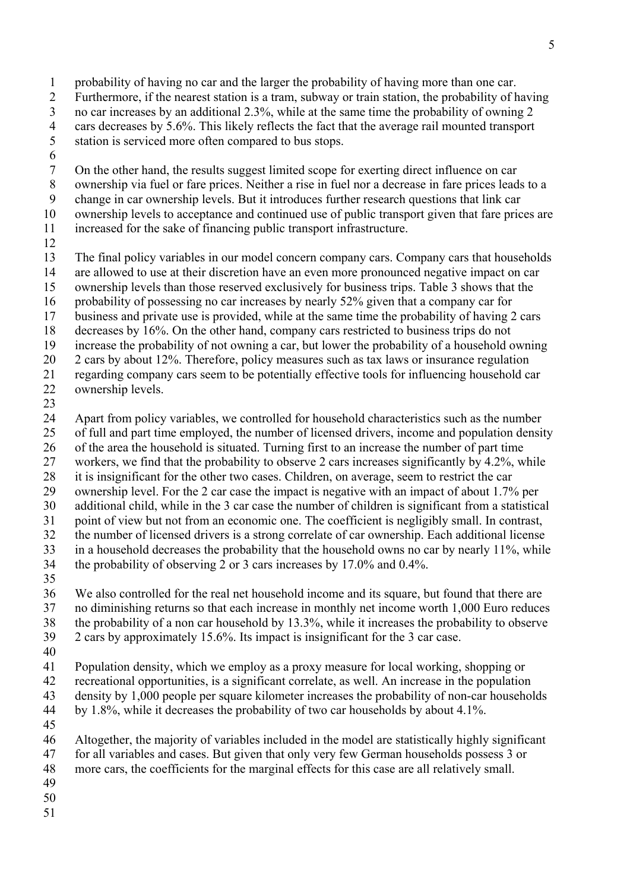probability of having no car and the larger the probability of having more than one car. Furthermore, if the nearest station is a tram, subway or train station, the probability of having no car increases by an additional 2.3%, while at the same time the probability of owning 2 cars decreases by 5.6%. This likely reflects the fact that the average rail mounted transport station is serviced more often compared to bus stops.

On the other hand, the results suggest limited scope for exerting direct influence on car ownership via fuel or fare prices. Neither a rise in fuel nor a decrease in fare prices leads to a change in car ownership levels. But it introduces further research questions that link car ownership levels to acceptance and continued use of public transport given that fare prices are increased for the sake of financing public transport infrastructure.

The final policy variables in our model concern company cars. Company cars that households are allowed to use at their discretion have an even more pronounced negative impact on car ownership levels than those reserved exclusively for business trips. Table 3 shows that the probability of possessing no car increases by nearly 52% given that a company car for business and private use is provided, while at the same time the probability of having 2 cars decreases by 16%. On the other hand, company cars restricted to business trips do not increase the probability of not owning a car, but lower the probability of a household owning 2 cars by about 12%. Therefore, policy measures such as tax laws or insurance regulation regarding company cars seem to be potentially effective tools for influencing household car ownership levels.

Apart from policy variables, we controlled for household characteristics such as the number of full and part time employed, the number of licensed drivers, income and population density of the area the household is situated. Turning first to an increase the number of part time workers, we find that the probability to observe 2 cars increases significantly by 4.2%, while it is insignificant for the other two cases. Children, on average, seem to restrict the car ownership level. For the 2 car case the impact is negative with an impact of about 1.7% per additional child, while in the 3 car case the number of children is significant from a statistical point of view but not from an economic one. The coefficient is negligibly small. In contrast, the number of licensed drivers is a strong correlate of car ownership. Each additional license in a household decreases the probability that the household owns no car by nearly 11%, while the probability of observing 2 or 3 cars increases by 17.0% and 0.4%.

We also controlled for the real net household income and its square, but found that there are no diminishing returns so that each increase in monthly net income worth 1,000 Euro reduces the probability of a non car household by 13.3%, while it increases the probability to observe 2 cars by approximately 15.6%. Its impact is insignificant for the 3 car case.

Population density, which we employ as a proxy measure for local working, shopping or recreational opportunities, is a significant correlate, as well. An increase in the population density by 1,000 people per square kilometer increases the probability of non-car households by 1.8%, while it decreases the probability of two car households by about 4.1%.

Altogether, the majority of variables included in the model are statistically highly significant for all variables and cases. But given that only very few German households possess 3 or more cars, the coefficients for the marginal effects for this case are all relatively small.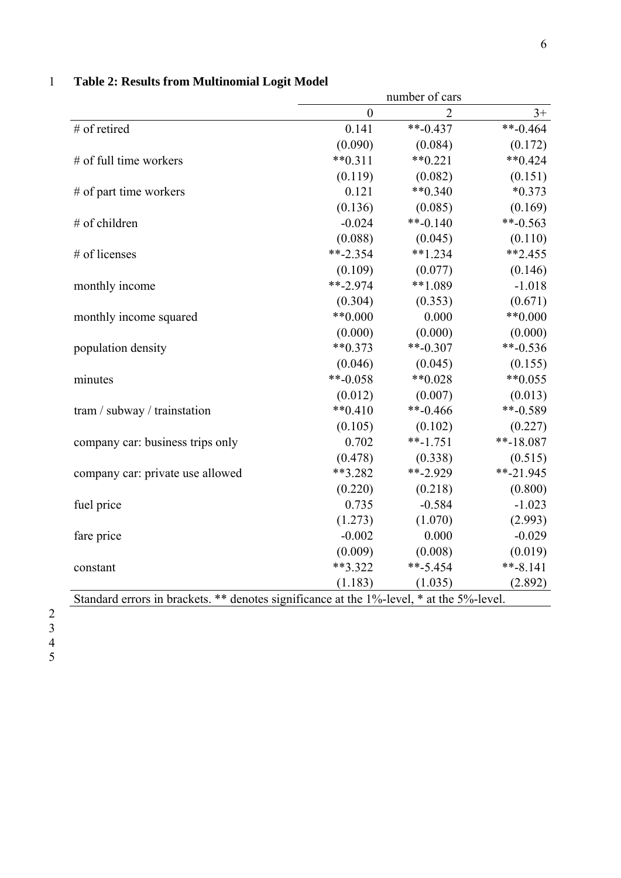**Table 2: Results from Multinomial Logit Model**

| | number of cars | | |
|---|---|---|---|
| | 0 | 2 | 3+ |
| # of retired | 0.141 | **-0.437 | **-0.464 |
| | (0.090) | (0.084) | (0.172) |
| # of full time workers | **0.311 | **0.221 | **0.424 |
| | (0.119) | (0.082) | (0.151) |
| # of part time workers | 0.121 | **0.340 | *0.373 |
| | (0.136) | (0.085) | (0.169) |
| # of children | -0.024 | **-0.140 | **-0.563 |
| | (0.088) | (0.045) | (0.110) |
| # of licenses | **-2.354 | **1.234 | **2.455 |
| | (0.109) | (0.077) | (0.146) |
| monthly income | **-2.974 | **1.089 | -1.018 |
| | (0.304) | (0.353) | (0.671) |
| monthly income squared | **0.000 | 0.000 | **0.000 |
| | (0.000) | (0.000) | (0.000) |
| population density | **0.373 | **-0.307 | **-0.536 |
| | (0.046) | (0.045) | (0.155) |
| minutes | **-0.058 | **0.028 | **0.055 |
| | (0.012) | (0.007) | (0.013) |
| tram / subway / trainstation | **0.410 | **-0.466 | **-0.589 |
| | (0.105) | (0.102) | (0.227) |
| company car: business trips only | 0.702 | **-1.751 | **-18.087 |
| | (0.478) | (0.338) | (0.515) |
| company car: private use allowed | **3.282 | **-2.929 | **-21.945 |
| | (0.220) | (0.218) | (0.800) |
| fuel price | 0.735 | -0.584 | -1.023 |
| | (1.273) | (1.070) | (2.993) |
| fare price | -0.002 | 0.000 | -0.029 |
| | (0.009) | (0.008) | (0.019) |
| constant | **3.322 | **-5.454 | **-8.141 |
| | (1.183) | (1.035) | (2.892) |

Standard errors in brackets. ** denotes significance at the 1%-level, * at the 5%-level.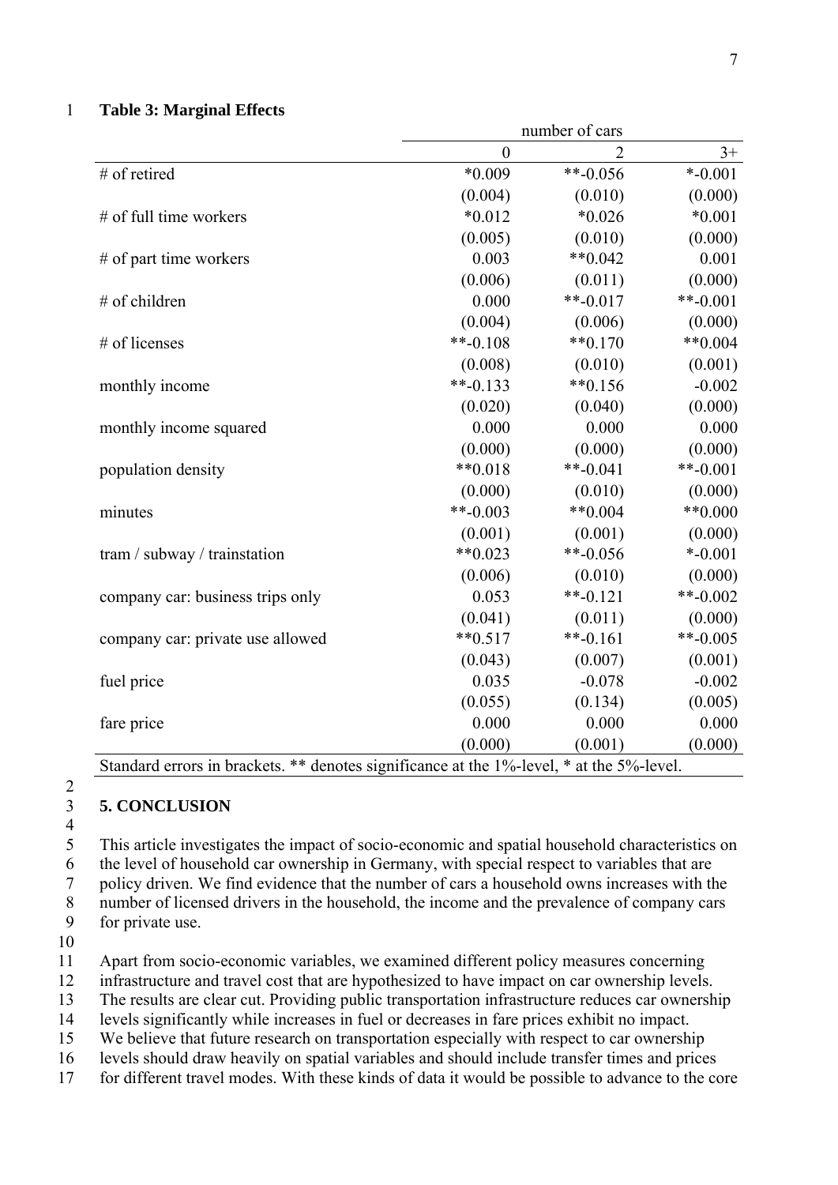**Table 3: Marginal Effects**

| | number of cars | | |
|---|---|---|---|
| | 0 | 2 | 3+ |
| # of retired | *0.009 | **-0.056 | *-0.001 |
| | (0.004) | (0.010) | (0.000) |
| # of full time workers | *0.012 | *0.026 | *0.001 |
| | (0.005) | (0.010) | (0.000) |
| # of part time workers | 0.003 | **0.042 | 0.001 |
| | (0.006) | (0.011) | (0.000) |
| # of children | 0.000 | **-0.017 | **-0.001 |
| | (0.004) | (0.006) | (0.000) |
| # of licenses | **-0.108 | **0.170 | **0.004 |
| | (0.008) | (0.010) | (0.001) |
| monthly income | **-0.133 | **0.156 | -0.002 |
| | (0.020) | (0.040) | (0.000) |
| monthly income squared | 0.000 | 0.000 | 0.000 |
| | (0.000) | (0.000) | (0.000) |
| population density | **0.018 | **-0.041 | **-0.001 |
| | (0.000) | (0.010) | (0.000) |
| minutes | **-0.003 | **0.004 | **0.000 |
| | (0.001) | (0.001) | (0.000) |
| tram / subway / trainstation | **0.023 | **-0.056 | *-0.001 |
| | (0.006) | (0.010) | (0.000) |
| company car: business trips only | 0.053 | **-0.121 | **-0.002 |
| | (0.041) | (0.011) | (0.000) |
| company car: private use allowed | **0.517 | **-0.161 | **-0.005 |
| | (0.043) | (0.007) | (0.001) |
| fuel price | 0.035 | -0.078 | -0.002 |
| | (0.055) | (0.134) | (0.005) |
| fare price | 0.000 | 0.000 | 0.000 |
| | (0.000) | (0.001) | (0.000) |

Standard errors in brackets. ** denotes significance at the 1%-level, * at the 5%-level.

## 5. CONCLUSION

This article investigates the impact of socio-economic and spatial household characteristics on the level of household car ownership in Germany, with special respect to variables that are policy driven. We find evidence that the number of cars a household owns increases with the number of licensed drivers in the household, the income and the prevalence of company cars for private use.

Apart from socio-economic variables, we examined different policy measures concerning infrastructure and travel cost that are hypothesized to have impact on car ownership levels. The results are clear cut. Providing public transportation infrastructure reduces car ownership levels significantly while increases in fuel or decreases in fare prices exhibit no impact. We believe that future research on transportation especially with respect to car ownership levels should draw heavily on spatial variables and should include transfer times and prices for different travel modes. With these kinds of data it would be possible to advance to the core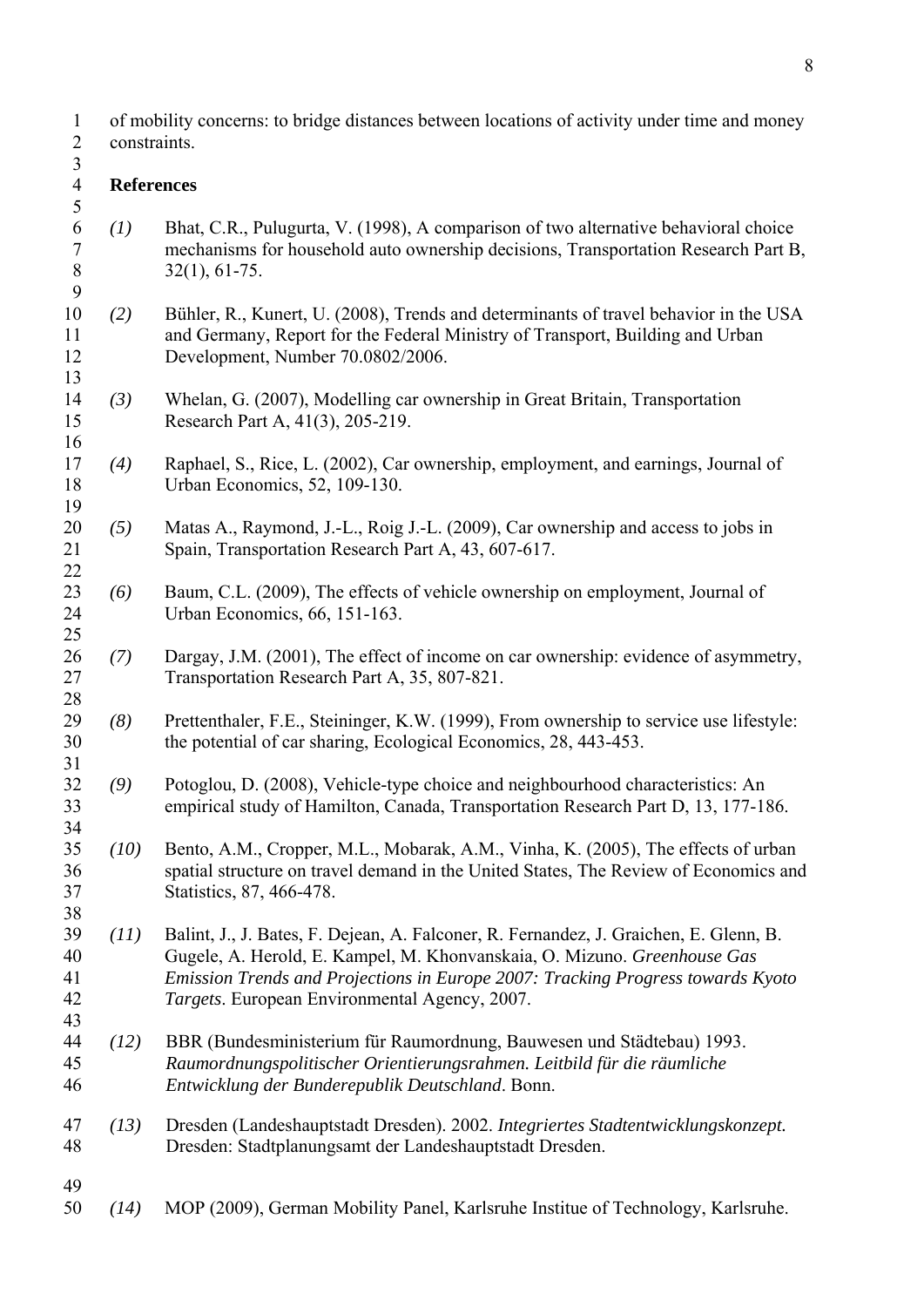of mobility concerns: to bridge distances between locations of activity under time and money constraints.

## References

*(1)* Bhat, C.R., Pulugurta, V. (1998), A comparison of two alternative behavioral choice mechanisms for household auto ownership decisions, Transportation Research Part B, 32(1), 61-75.

*(2)* Bühler, R., Kunert, U. (2008), Trends and determinants of travel behavior in the USA and Germany, Report for the Federal Ministry of Transport, Building and Urban Development, Number 70.0802/2006.

*(3)* Whelan, G. (2007), Modelling car ownership in Great Britain, Transportation Research Part A, 41(3), 205-219.

*(4)* Raphael, S., Rice, L. (2002), Car ownership, employment, and earnings, Journal of Urban Economics, 52, 109-130.

*(5)* Matas A., Raymond, J.-L., Roig J.-L. (2009), Car ownership and access to jobs in Spain, Transportation Research Part A, 43, 607-617.

*(6)* Baum, C.L. (2009), The effects of vehicle ownership on employment, Journal of Urban Economics, 66, 151-163.

*(7)* Dargay, J.M. (2001), The effect of income on car ownership: evidence of asymmetry, Transportation Research Part A, 35, 807-821.

*(8)* Prettenthaler, F.E., Steininger, K.W. (1999), From ownership to service use lifestyle: the potential of car sharing, Ecological Economics, 28, 443-453.

*(9)* Potoglou, D. (2008), Vehicle-type choice and neighbourhood characteristics: An empirical study of Hamilton, Canada, Transportation Research Part D, 13, 177-186.

*(10)* Bento, A.M., Cropper, M.L., Mobarak, A.M., Vinha, K. (2005), The effects of urban spatial structure on travel demand in the United States, The Review of Economics and Statistics, 87, 466-478.

*(11)* Balint, J., J. Bates, F. Dejean, A. Falconer, R. Fernandez, J. Graichen, E. Glenn, B. Gugele, A. Herold, E. Kampel, M. Khonvanskaia, O. Mizuno. *Greenhouse Gas Emission Trends and Projections in Europe 2007: Tracking Progress towards Kyoto Targets*. European Environmental Agency, 2007.

*(12)* BBR (Bundesministerium für Raumordnung, Bauwesen und Städtebau) 1993. *Raumordnungspolitischer Orientierungsrahmen. Leitbild für die räumliche Entwicklung der Bunderepublik Deutschland*. Bonn.

*(13)* Dresden (Landeshauptstadt Dresden). 2002. *Integriertes Stadtentwicklungskonzept.* Dresden: Stadtplanungsamt der Landeshauptstadt Dresden.

*(14)* MOP (2009), German Mobility Panel, Karlsruhe Institue of Technology, Karlsruhe.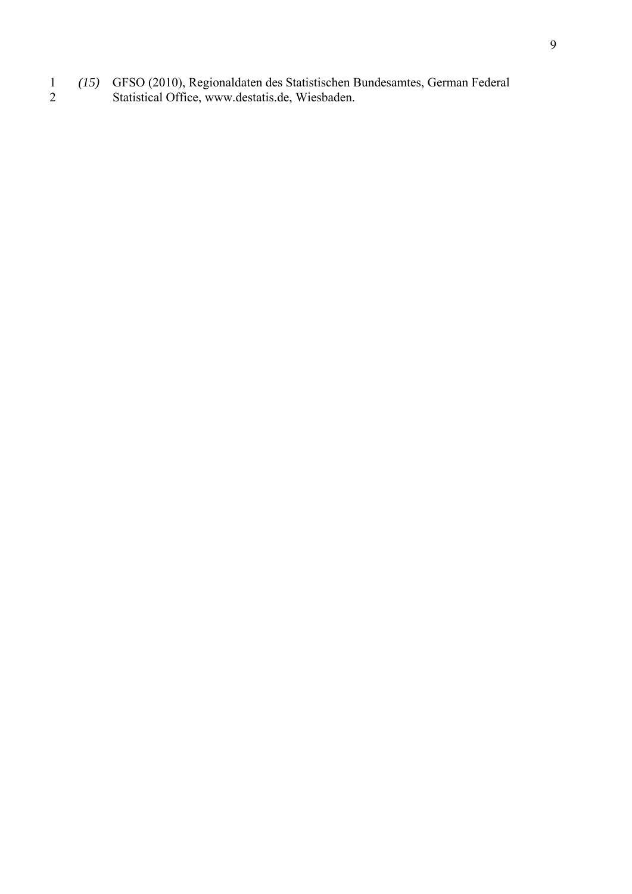*(15)* GFSO (2010), Regionaldaten des Statistischen Bundesamtes, German Federal Statistical Office, www.destatis.de, Wiesbaden.